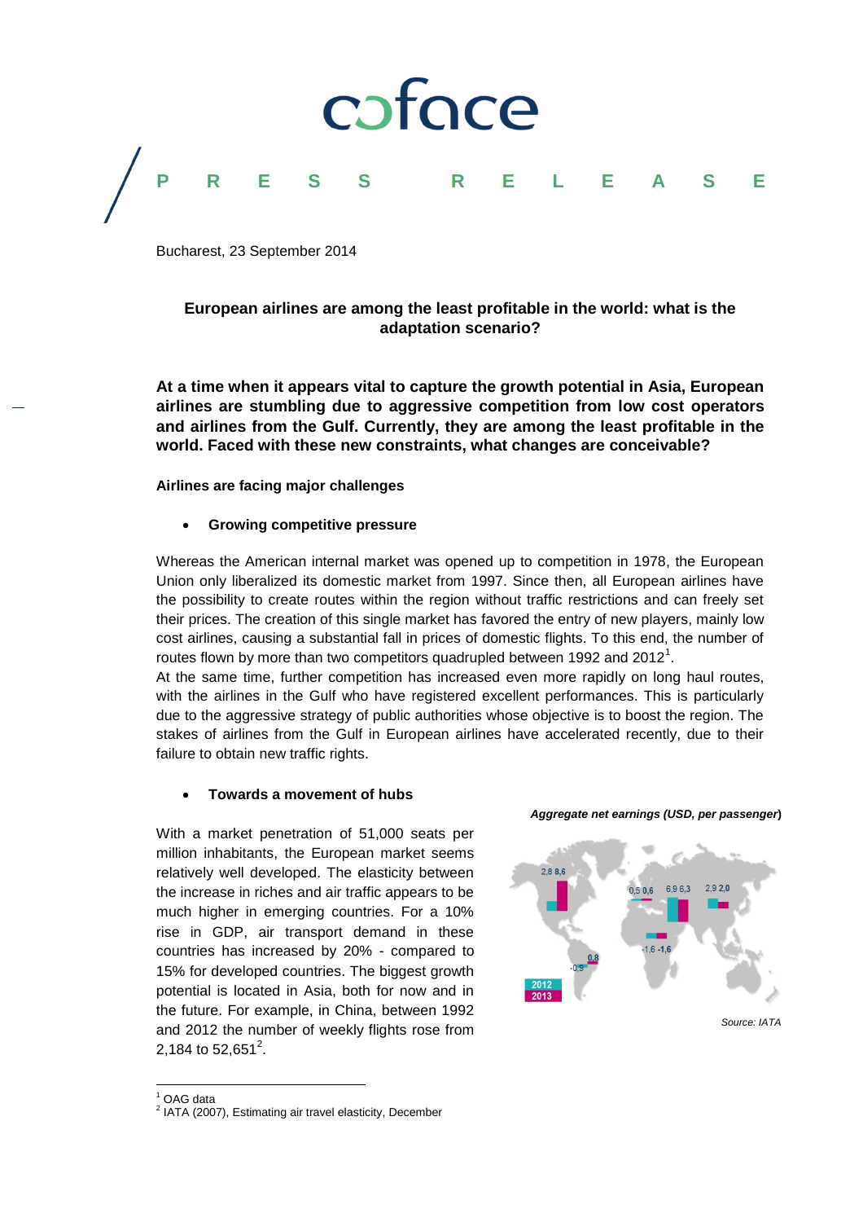coface

**PRESS RELEASE**

Bucharest, 23 September 2014

## European airlines are among the least profitable in the world: what is the adaptation scenario?

**At a time when it appears vital to capture the growth potential in Asia, European airlines are stumbling due to aggressive competition from low cost operators and airlines from the Gulf. Currently, they are among the least profitable in the world. Faced with these new constraints, what changes are conceivable?**

### Airlines are facing major challenges

- **Growing competitive pressure**

Whereas the American internal market was opened up to competition in 1978, the European Union only liberalized its domestic market from 1997. Since then, all European airlines have the possibility to create routes within the region without traffic restrictions and can freely set their prices. The creation of this single market has favored the entry of new players, mainly low cost airlines, causing a substantial fall in prices of domestic flights. To this end, the number of routes flown by more than two competitors quadrupled between 1992 and 2012[1].

At the same time, further competition has increased even more rapidly on long haul routes, with the airlines in the Gulf who have registered excellent performances. This is particularly due to the aggressive strategy of public authorities whose objective is to boost the region. The stakes of airlines from the Gulf in European airlines have accelerated recently, due to their failure to obtain new traffic rights.

- **Towards a movement of hubs**

With a market penetration of 51,000 seats per million inhabitants, the European market seems relatively well developed. The elasticity between the increase in riches and air traffic appears to be much higher in emerging countries. For a 10% rise in GDP, air transport demand in these countries has increased by 20% - compared to 15% for developed countries. The biggest growth potential is located in Asia, both for now and in the future. For example, in China, between 1992 and 2012 the number of weekly flights rose from 2,184 to 52,651[2].

***Aggregate net earnings (USD, per passenger)***

| Region | 2012 | 2013 |
| --- | --- | --- |
| North America | 2,8 | 8,6 |
| Latin America | -0,9 | 0,8 |
| Europe | 0,5 | 0,6 |
| Middle East | 6,9 | 6,3 |
| Africa | -1,6 | -1,6 |
| Asia | 2,9 | 2,0 |

*Source: IATA*

---

[1] OAG data

[2] IATA (2007), Estimating air travel elasticity, December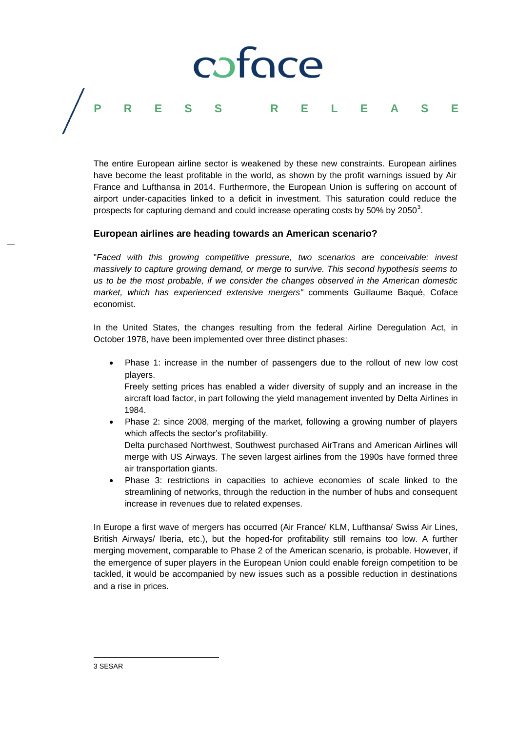The entire European airline sector is weakened by these new constraints. European airlines have become the least profitable in the world, as shown by the profit warnings issued by Air France and Lufthansa in 2014. Furthermore, the European Union is suffering on account of airport under-capacities linked to a deficit in investment. This saturation could reduce the prospects for capturing demand and could increase operating costs by 50% by 2050[3].

### European airlines are heading towards an American scenario?

"*Faced with this growing competitive pressure, two scenarios are conceivable: invest massively to capture growing demand, or merge to survive. This second hypothesis seems to us to be the most probable, if we consider the changes observed in the American domestic market, which has experienced extensive mergers*" comments Guillaume Baqué, Coface economist.

In the United States, the changes resulting from the federal Airline Deregulation Act, in October 1978, have been implemented over three distinct phases:

- Phase 1: increase in the number of passengers due to the rollout of new low cost players.
  Freely setting prices has enabled a wider diversity of supply and an increase in the aircraft load factor, in part following the yield management invented by Delta Airlines in 1984.
- Phase 2: since 2008, merging of the market, following a growing number of players which affects the sector's profitability.
  Delta purchased Northwest, Southwest purchased AirTrans and American Airlines will merge with US Airways. The seven largest airlines from the 1990s have formed three air transportation giants.
- Phase 3: restrictions in capacities to achieve economies of scale linked to the streamlining of networks, through the reduction in the number of hubs and consequent increase in revenues due to related expenses.

In Europe a first wave of mergers has occurred (Air France/ KLM, Lufthansa/ Swiss Air Lines, British Airways/ Iberia, etc.), but the hoped-for profitability still remains too low. A further merging movement, comparable to Phase 2 of the American scenario, is probable. However, if the emergence of super players in the European Union could enable foreign competition to be tackled, it would be accompanied by new issues such as a possible reduction in destinations and a rise in prices.

---

3 SESAR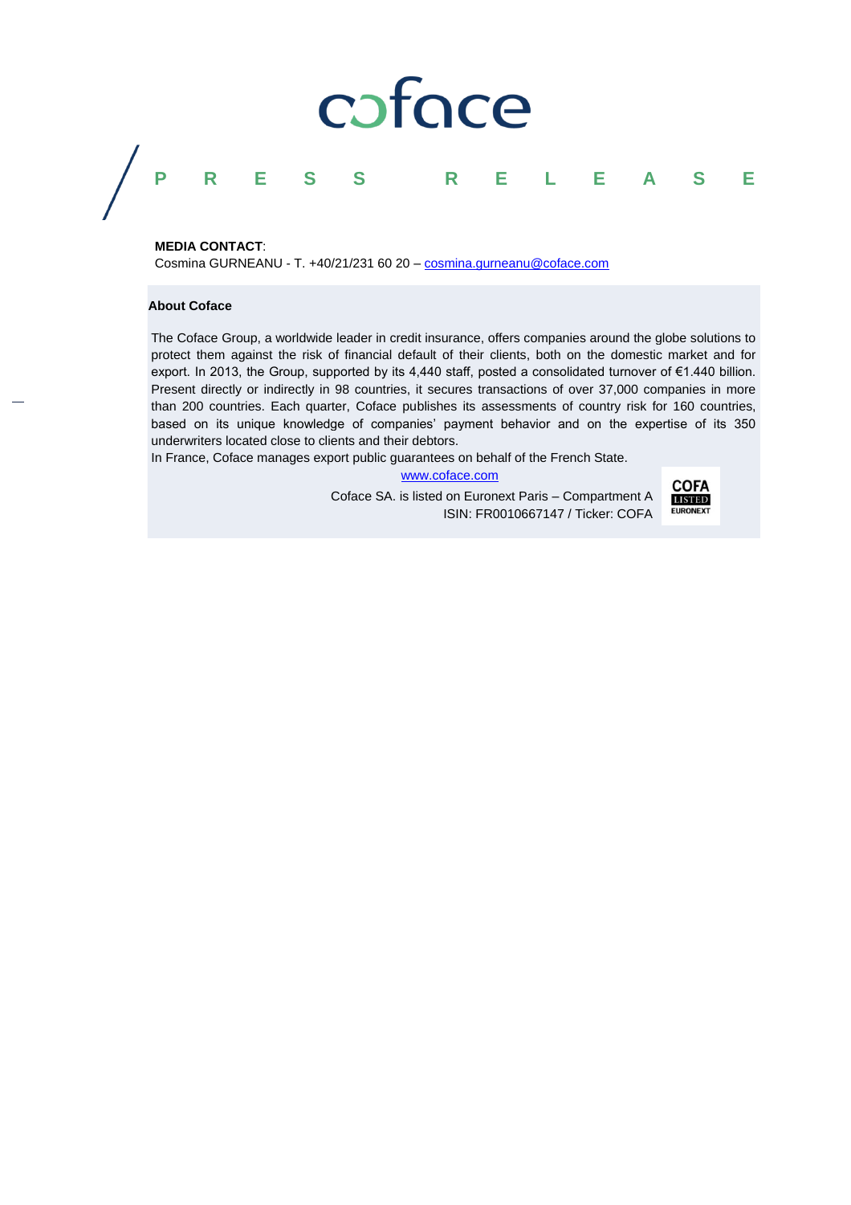coface

P R E S S R E L E A S E

**MEDIA CONTACT**:
Cosmina GURNEANU - T. +40/21/231 60 20 – cosmina.gurneanu@coface.com

**About Coface**

The Coface Group, a worldwide leader in credit insurance, offers companies around the globe solutions to protect them against the risk of financial default of their clients, both on the domestic market and for export. In 2013, the Group, supported by its 4,440 staff, posted a consolidated turnover of €1.440 billion. Present directly or indirectly in 98 countries, it secures transactions of over 37,000 companies in more than 200 countries. Each quarter, Coface publishes its assessments of country risk for 160 countries, based on its unique knowledge of companies' payment behavior and on the expertise of its 350 underwriters located close to clients and their debtors.
In France, Coface manages export public guarantees on behalf of the French State.

www.coface.com

Coface SA. is listed on Euronext Paris – Compartment A
ISIN: FR0010667147 / Ticker: COFA

COFA LISTED EURONEXT